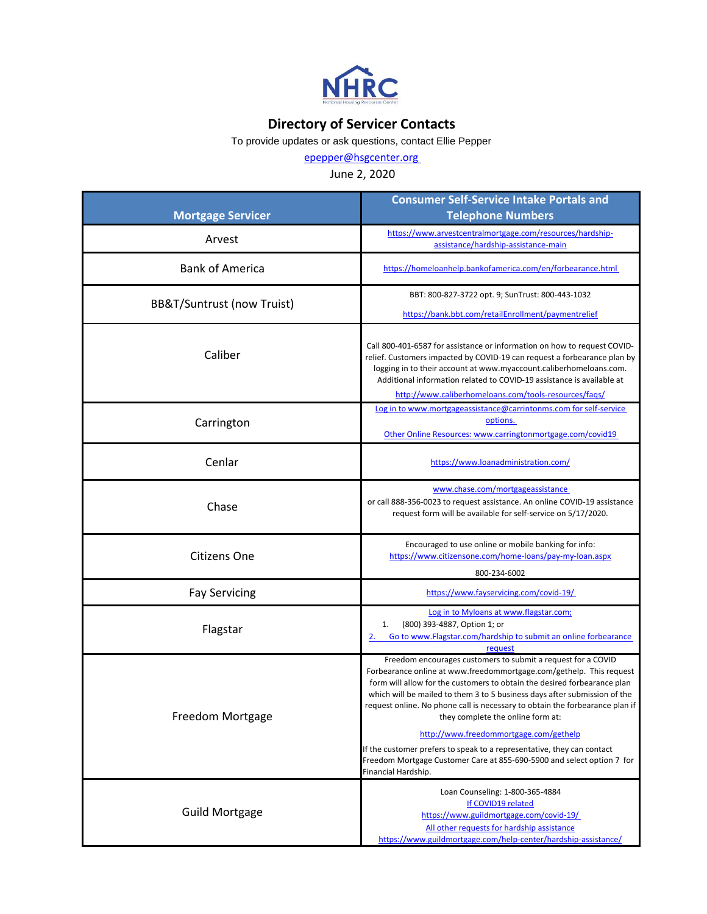NHRC

National Housing Resource Center

# Directory of Servicer Contacts

To provide updates or ask questions, contact Ellie Pepper

epepper@hsgcenter.org

June 2, 2020

| Mortgage Servicer | Consumer Self-Service Intake Portals and Telephone Numbers |
|---|---|
| Arvest | https://www.arvestcentralmortgage.com/resources/hardship-assistance/hardship-assistance-main |
| Bank of America | https://homeloanhelp.bankofamerica.com/en/forbearance.html |
| BB&T/Suntrust (now Truist) | BBT: 800-827-3722 opt. 9; SunTrust: 800-443-1032<br>https://bank.bbt.com/retailEnrollment/paymentrelief |
| Caliber | Call 800-401-6587 for assistance or information on how to request COVID-relief. Customers impacted by COVID-19 can request a forbearance plan by logging in to their account at www.myaccount.caliberhomeloans.com. Additional information related to COVID-19 assistance is available at<br>http://www.caliberhomeloans.com/tools-resources/faqs/ |
| Carrington | Log in to www.mortgageassistance@carrintonms.com for self-service options.<br>Other Online Resources: www.carringtonmortgage.com/covid19 |
| Cenlar | https://www.loanadministration.com/ |
| Chase | www.chase.com/mortgageassistance<br>or call 888-356-0023 to request assistance. An online COVID-19 assistance request form will be available for self-service on 5/17/2020. |
| Citizens One | Encouraged to use online or mobile banking for info:<br>https://www.citizensone.com/home-loans/pay-my-loan.aspx<br>800-234-6002 |
| Fay Servicing | https://www.fayservicing.com/covid-19/ |
| Flagstar | Log in to Myloans at www.flagstar.com;<br>1. (800) 393-4887, Option 1; or<br>2. Go to www.Flagstar.com/hardship to submit an online forbearance request |
| Freedom Mortgage | Freedom encourages customers to submit a request for a COVID Forbearance online at www.freedommortgage.com/gethelp. This request form will allow for the customers to obtain the desired forbearance plan which will be mailed to them 3 to 5 business days after submission of the request online. No phone call is necessary to obtain the forbearance plan if they complete the online form at:<br>http://www.freedommortgage.com/gethelp<br>If the customer prefers to speak to a representative, they can contact Freedom Mortgage Customer Care at 855-690-5900 and select option 7 for Financial Hardship. |
| Guild Mortgage | Loan Counseling: 1-800-365-4884<br>If COVID19 related<br>https://www.guildmortgage.com/covid-19/<br>All other requests for hardship assistance<br>https://www.guildmortgage.com/help-center/hardship-assistance/ |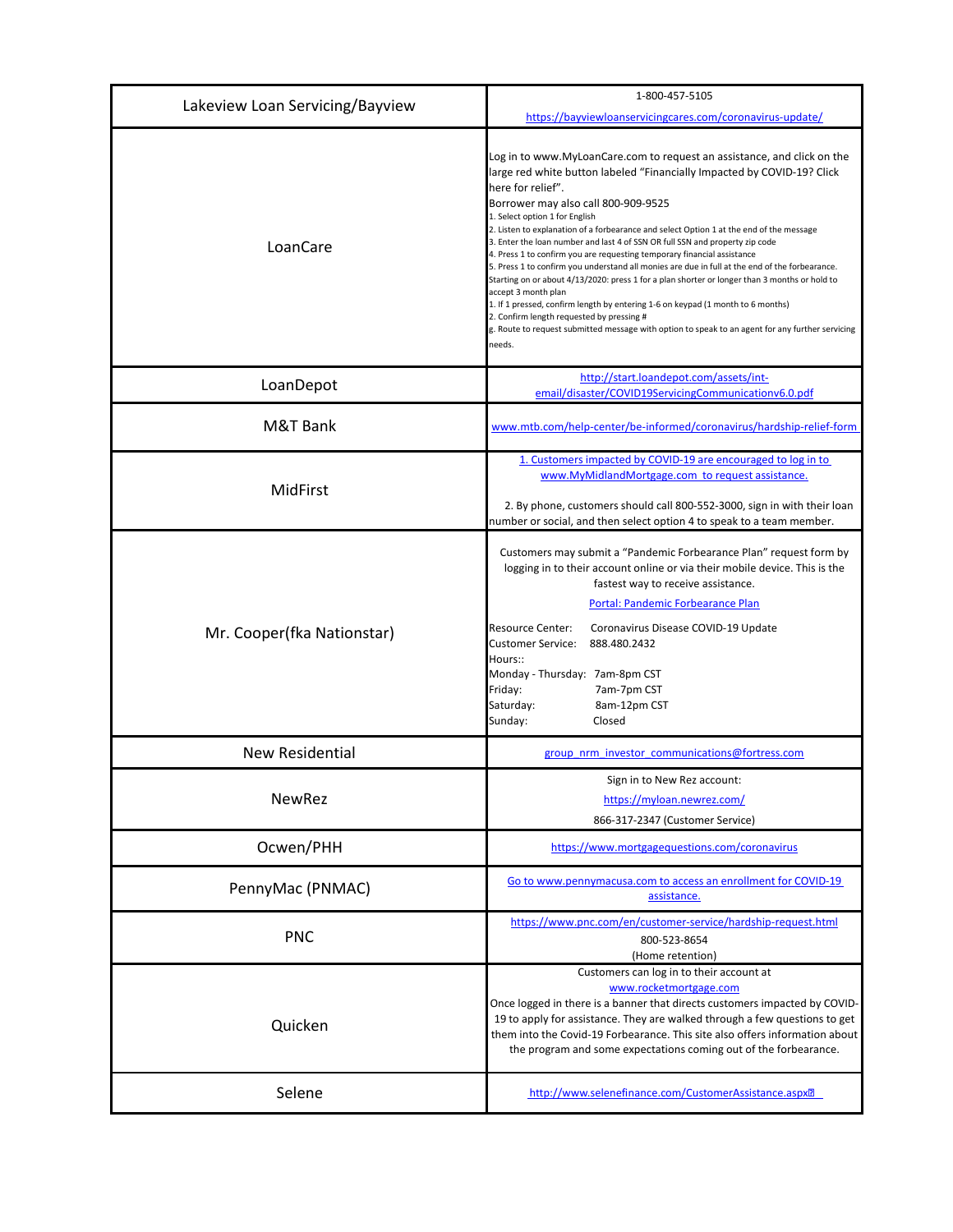| | |
|---|---|
| Lakeview Loan Servicing/Bayview | 1-800-457-5105<br>https://bayviewloanservicingcares.com/coronavirus-update/ |
| LoanCare | Log in to www.MyLoanCare.com to request an assistance, and click on the large red white button labeled "Financially Impacted by COVID-19? Click here for relief".<br>Borrower may also call 800-909-9525<br>1. Select option 1 for English<br>2. Listen to explanation of a forbearance and select Option 1 at the end of the message<br>3. Enter the loan number and last 4 of SSN OR full SSN and property zip code<br>4. Press 1 to confirm you are requesting temporary financial assistance<br>5. Press 1 to confirm you understand all monies are due in full at the end of the forbearance. Starting on or about 4/13/2020: press 1 for a plan shorter or longer than 3 months or hold to accept 3 month plan<br>1. If 1 pressed, confirm length by entering 1-6 on keypad (1 month to 6 months)<br>2. Confirm length requested by pressing #<br>g. Route to request submitted message with option to speak to an agent for any further servicing needs. |
| LoanDepot | http://start.loandepot.com/assets/int-email/disaster/COVID19ServicingCommunicationv6.0.pdf |
| M&T Bank | www.mtb.com/help-center/be-informed/coronavirus/hardship-relief-form |
| MidFirst | 1. Customers impacted by COVID-19 are encouraged to log in to www.MyMidlandMortgage.com to request assistance.<br>2. By phone, customers should call 800-552-3000, sign in with their loan number or social, and then select option 4 to speak to a team member. |
| Mr. Cooper(fka Nationstar) | Customers may submit a "Pandemic Forbearance Plan" request form by logging in to their account online or via their mobile device. This is the fastest way to receive assistance.<br>Portal: Pandemic Forbearance Plan<br>Resource Center: Coronavirus Disease COVID-19 Update<br>Customer Service: 888.480.2432<br>Hours::<br>Monday - Thursday: 7am-8pm CST<br>Friday: 7am-7pm CST<br>Saturday: 8am-12pm CST<br>Sunday: Closed |
| New Residential | group_nrm_investor_communications@fortress.com |
| NewRez | Sign in to New Rez account:<br>https://myloan.newrez.com/<br>866-317-2347 (Customer Service) |
| Ocwen/PHH | https://www.mortgagequestions.com/coronavirus |
| PennyMac (PNMAC) | Go to www.pennymacusa.com to access an enrollment for COVID-19 assistance. |
| PNC | https://www.pnc.com/en/customer-service/hardship-request.html<br>800-523-8654<br>(Home retention) |
| Quicken | Customers can log in to their account at www.rocketmortgage.com<br>Once logged in there is a banner that directs customers impacted by COVID-19 to apply for assistance. They are walked through a few questions to get them into the Covid-19 Forbearance. This site also offers information about the program and some expectations coming out of the forbearance. |
| Selene | http://www.selenefinance.com/CustomerAssistance.aspx |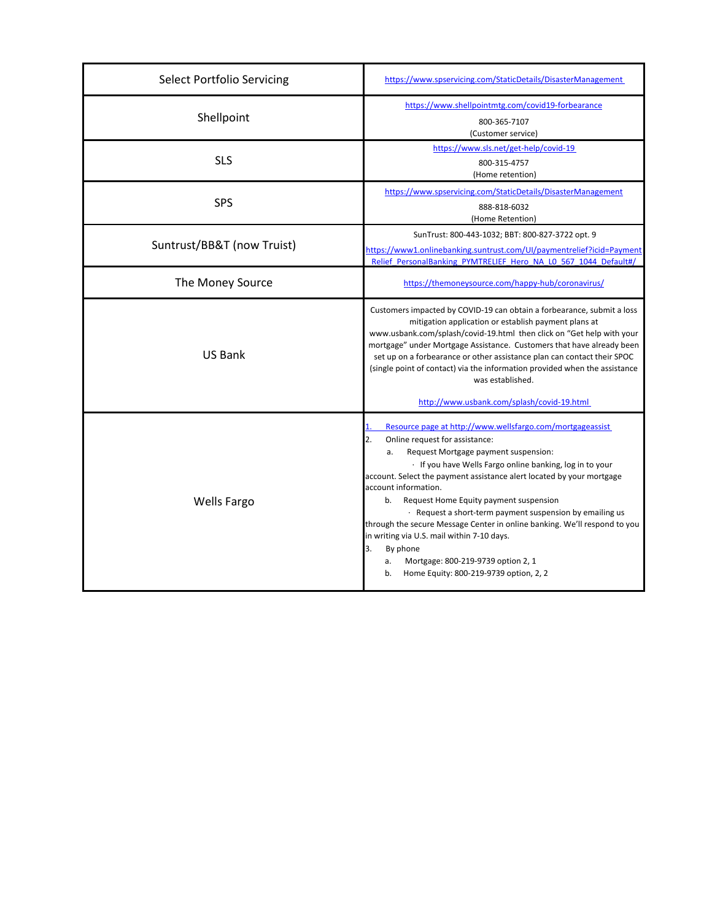| | |
|---|---|
| Select Portfolio Servicing | https://www.spservicing.com/StaticDetails/DisasterManagement |
| Shellpoint | https://www.shellpointmtg.com/covid19-forbearance<br><br>800-365-7107<br>(Customer service) |
| SLS | https://www.sls.net/get-help/covid-19<br><br>800-315-4757<br>(Home retention) |
| SPS | https://www.spservicing.com/StaticDetails/DisasterManagement<br><br>888-818-6032<br>(Home Retention) |
| Suntrust/BB&T (now Truist) | SunTrust: 800-443-1032; BBT: 800-827-3722 opt. 9<br>https://www1.onlinebanking.suntrust.com/UI/paymentrelief?icid=Payment_Relief_PersonalBanking_PYMTRELIEF_Hero_NA_L0_567_1044_Default#/ |
| The Money Source | https://themoneysource.com/happy-hub/coronavirus/ |
| US Bank | Customers impacted by COVID-19 can obtain a forbearance, submit a loss mitigation application or establish payment plans at www.usbank.com/splash/covid-19.html then click on "Get help with your mortgage" under Mortgage Assistance. Customers that have already been set up on a forbearance or other assistance plan can contact their SPOC (single point of contact) via the information provided when the assistance was established.<br><br>http://www.usbank.com/splash/covid-19.html |
| Wells Fargo | 1. Resource page at http://www.wellsfargo.com/mortgageassist<br>2. Online request for assistance:<br>a. Request Mortgage payment suspension:<br>· If you have Wells Fargo online banking, log in to your account. Select the payment assistance alert located by your mortgage account information.<br>b. Request Home Equity payment suspension<br>· Request a short-term payment suspension by emailing us through the secure Message Center in online banking. We'll respond to you in writing via U.S. mail within 7-10 days.<br>3. By phone<br>a. Mortgage: 800-219-9739 option 2, 1<br>b. Home Equity: 800-219-9739 option, 2, 2 |